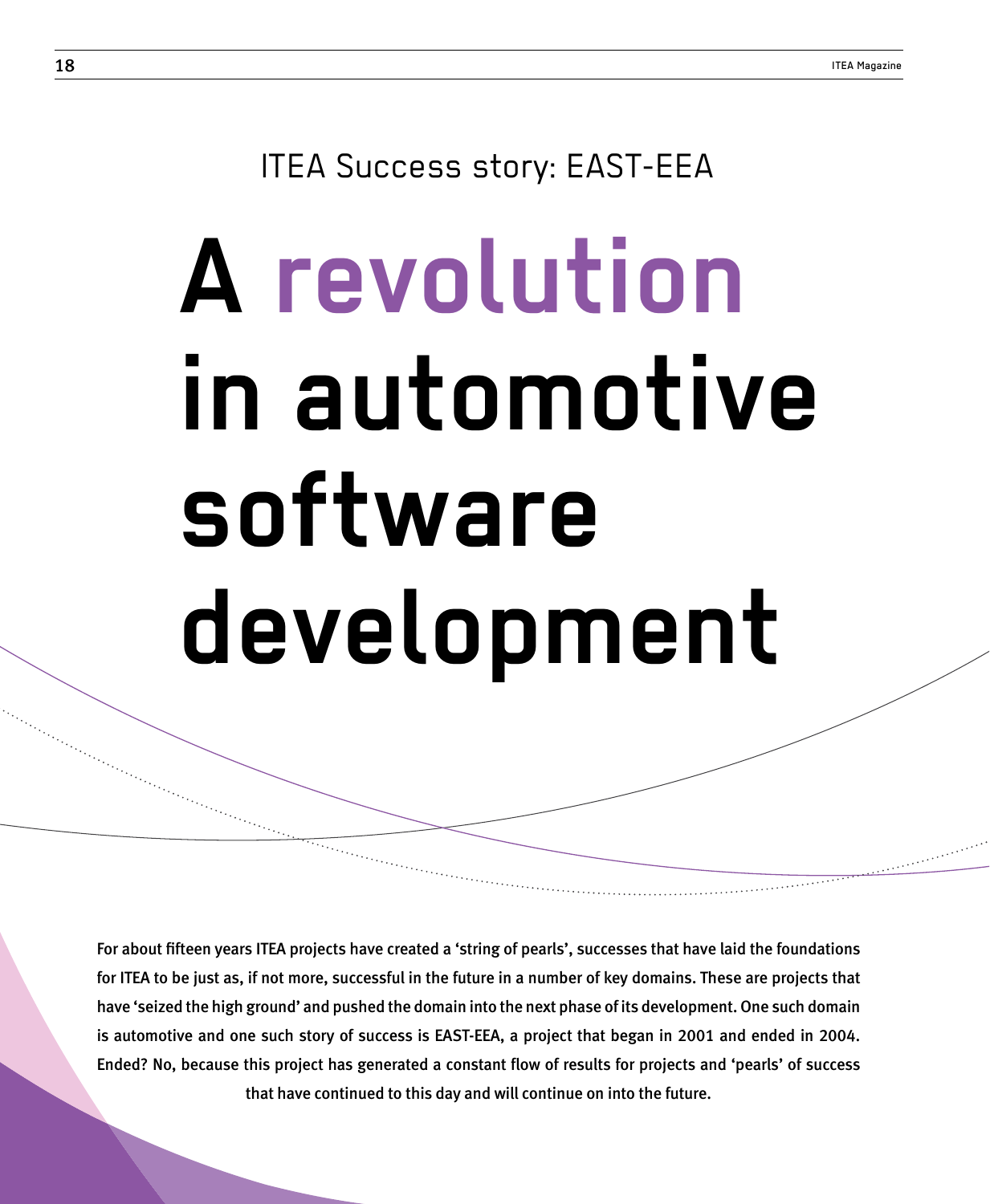ITEA Success story: EAST-EEA

# A revolution in automotive software development

**For about fifteen years ITEA projects have created a 'string of pearls', successes that have laid the foundations for ITEA to be just as, if not more, successful in the future in a number of key domains. These are projects that have 'seized the high ground' and pushed the domain into the next phase of its development. One such domain is automotive and one such story of success is EAST-EEA, a project that began in 2001 and ended in 2004. Ended? No, because this project has generated a constant flow of results for projects and 'pearls' of success that have continued to this day and will continue on into the future.**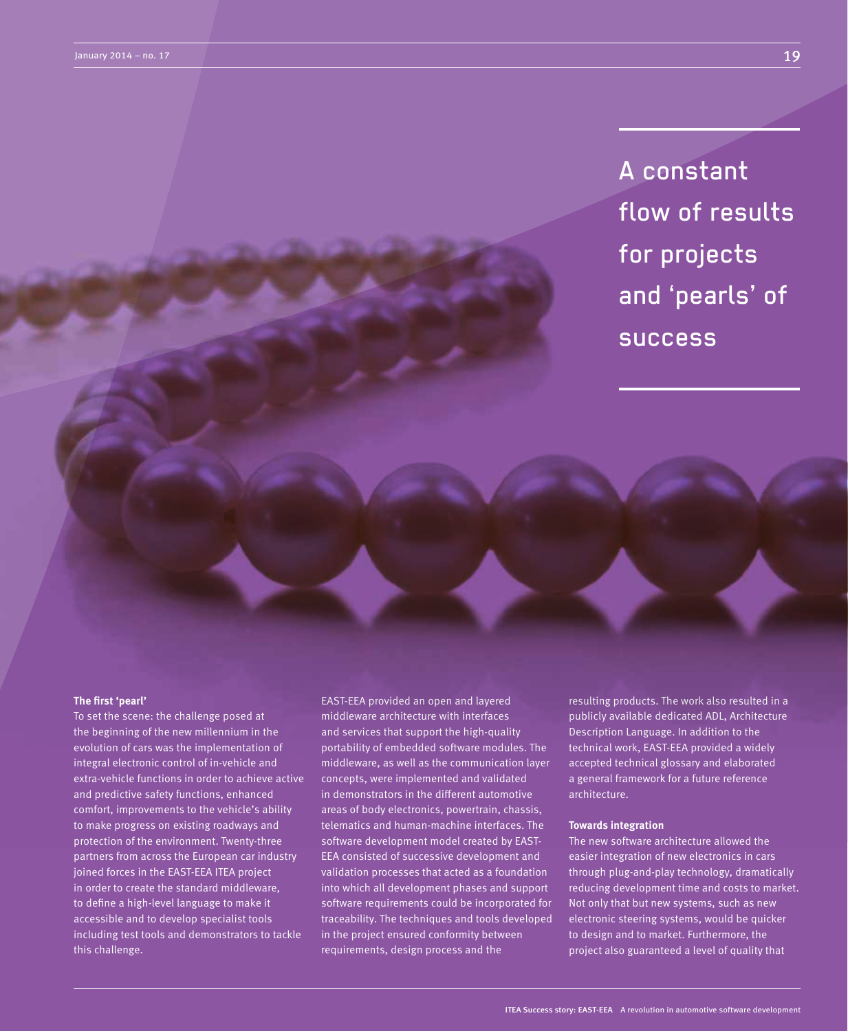# A constant flow of results for projects and 'pearls' of success

**The first 'pearl'**

To set the scene: the challenge posed at the beginning of the new millennium in the evolution of cars was the implementation of integral electronic control of in-vehicle and extra-vehicle functions in order to achieve active and predictive safety functions, enhanced comfort, improvements to the vehicle's ability to make progress on existing roadways and protection of the environment. Twenty-three partners from across the European car industry joined forces in the EAST-EEA ITEA project in order to create the standard middleware, to define a high-level language to make it accessible and to develop specialist tools including test tools and demonstrators to tackle this challenge.

EAST-EEA provided an open and layered middleware architecture with interfaces and services that support the high-quality portability of embedded software modules. The middleware, as well as the communication layer concepts, were implemented and validated in demonstrators in the different automotive areas of body electronics, powertrain, chassis, telematics and human-machine interfaces. The software development model created by EAST-EEA consisted of successive development and validation processes that acted as a foundation into which all development phases and support software requirements could be incorporated for traceability. The techniques and tools developed in the project ensured conformity between requirements, design process and the resulting products. The work also resulted in a publicly available dedicated ADL, Architecture Description Language. In addition to the technical work, EAST-EEA provided a widely accepted technical glossary and elaborated a general framework for a future reference architecture.

**Towards integration**

The new software architecture allowed the easier integration of new electronics in cars through plug-and-play technology, dramatically reducing development time and costs to market. Not only that but new systems, such as new electronic steering systems, would be quicker to design and to market. Furthermore, the project also guaranteed a level of quality that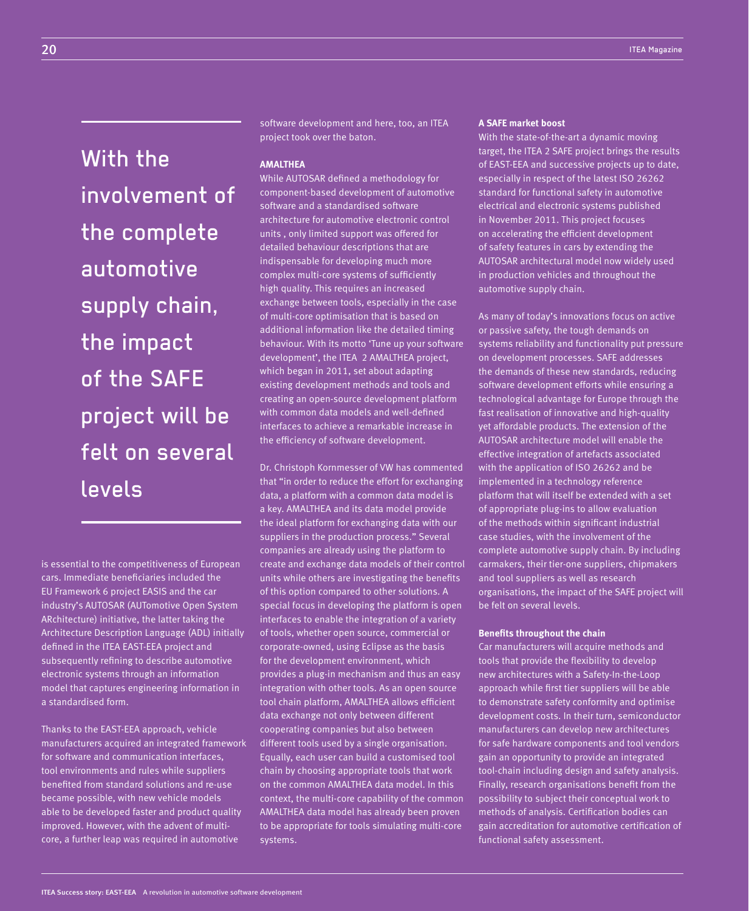**With the involvement of the complete automotive supply chain, the impact of the SAFE project will be felt on several levels**

is essential to the competitiveness of European cars. Immediate beneficiaries included the EU Framework 6 project EASIS and the car industry's AUTOSAR (AUTomotive Open System ARchitecture) initiative, the latter taking the Architecture Description Language (ADL) initially defined in the ITEA EAST-EEA project and subsequently refining to describe automotive electronic systems through an information model that captures engineering information in a standardised form.

Thanks to the EAST-EEA approach, vehicle manufacturers acquired an integrated framework for software and communication interfaces, tool environments and rules while suppliers benefited from standard solutions and re-use became possible, with new vehicle models able to be developed faster and product quality improved. However, with the advent of multi-core, a further leap was required in automotive software development and here, too, an ITEA project took over the baton.

**AMALTHEA**

While AUTOSAR defined a methodology for component-based development of automotive software and a standardised software architecture for automotive electronic control units , only limited support was offered for detailed behaviour descriptions that are indispensable for developing much more complex multi-core systems of sufficiently high quality. This requires an increased exchange between tools, especially in the case of multi-core optimisation that is based on additional information like the detailed timing behaviour. With its motto 'Tune up your software development', the ITEA 2 AMALTHEA project, which began in 2011, set about adapting existing development methods and tools and creating an open-source development platform with common data models and well-defined interfaces to achieve a remarkable increase in the efficiency of software development.

Dr. Christoph Kornmesser of VW has commented that "in order to reduce the effort for exchanging data, a platform with a common data model is a key. AMALTHEA and its data model provide the ideal platform for exchanging data with our suppliers in the production process." Several companies are already using the platform to create and exchange data models of their control units while others are investigating the benefits of this option compared to other solutions. A special focus in developing the platform is open interfaces to enable the integration of a variety of tools, whether open source, commercial or corporate-owned, using Eclipse as the basis for the development environment, which provides a plug-in mechanism and thus an easy integration with other tools. As an open source tool chain platform, AMALTHEA allows efficient data exchange not only between different cooperating companies but also between different tools used by a single organisation. Equally, each user can build a customised tool chain by choosing appropriate tools that work on the common AMALTHEA data model. In this context, the multi-core capability of the common AMALTHEA data model has already been proven to be appropriate for tools simulating multi-core systems.

**A SAFE market boost**

With the state-of-the-art a dynamic moving target, the ITEA 2 SAFE project brings the results of EAST-EEA and successive projects up to date, especially in respect of the latest ISO 26262 standard for functional safety in automotive electrical and electronic systems published in November 2011. This project focuses on accelerating the efficient development of safety features in cars by extending the AUTOSAR architectural model now widely used in production vehicles and throughout the automotive supply chain.

As many of today's innovations focus on active or passive safety, the tough demands on systems reliability and functionality put pressure on development processes. SAFE addresses the demands of these new standards, reducing software development efforts while ensuring a technological advantage for Europe through the fast realisation of innovative and high-quality yet affordable products. The extension of the AUTOSAR architecture model will enable the effective integration of artefacts associated with the application of ISO 26262 and be implemented in a technology reference platform that will itself be extended with a set of appropriate plug-ins to allow evaluation of the methods within significant industrial case studies, with the involvement of the complete automotive supply chain. By including carmakers, their tier-one suppliers, chipmakers and tool suppliers as well as research organisations, the impact of the SAFE project will be felt on several levels.

**Benefits throughout the chain**

Car manufacturers will acquire methods and tools that provide the flexibility to develop new architectures with a Safety-In-the-Loop approach while first tier suppliers will be able to demonstrate safety conformity and optimise development costs. In their turn, semiconductor manufacturers can develop new architectures for safe hardware components and tool vendors gain an opportunity to provide an integrated tool-chain including design and safety analysis. Finally, research organisations benefit from the possibility to subject their conceptual work to methods of analysis. Certification bodies can gain accreditation for automotive certification of functional safety assessment.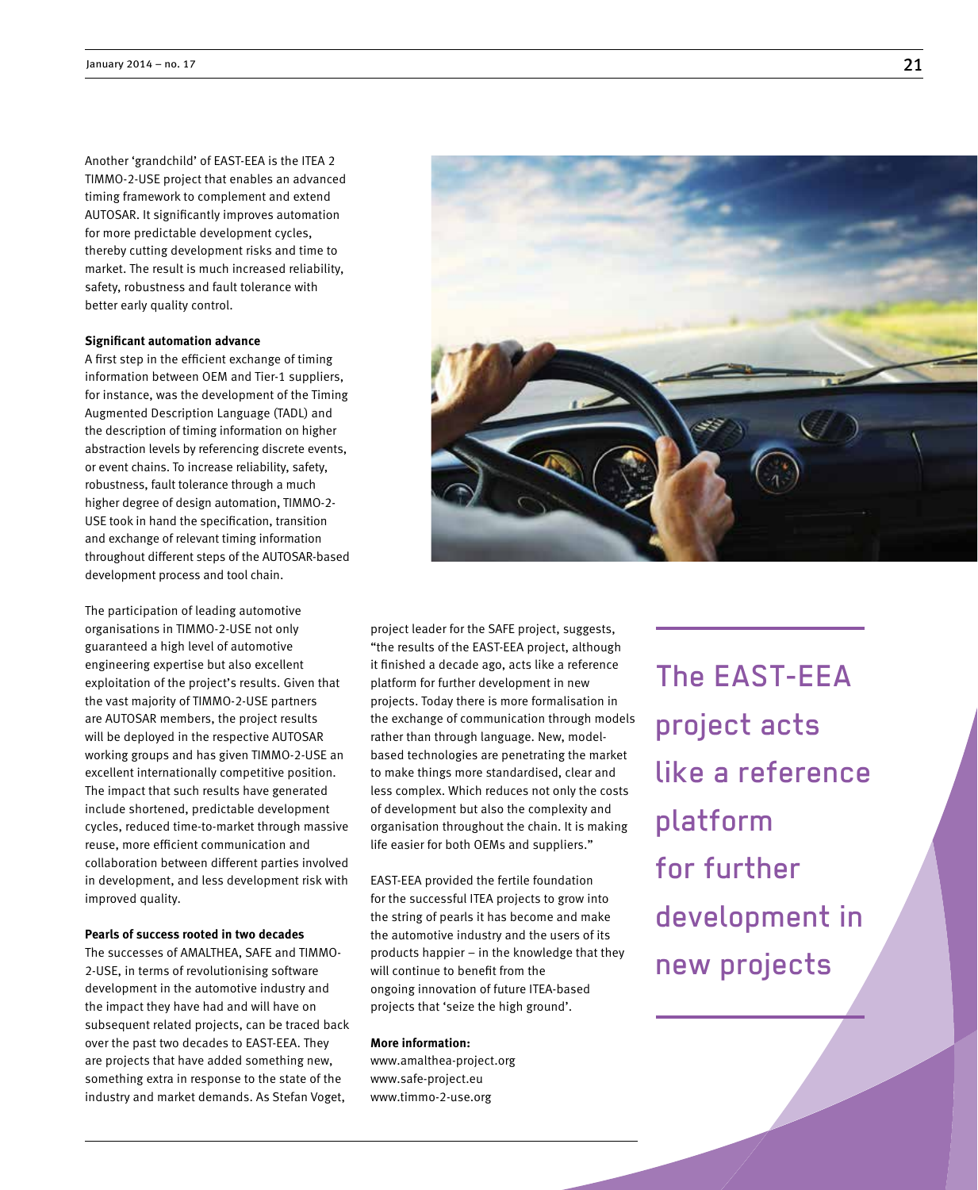Another 'grandchild' of EAST-EEA is the ITEA 2 TIMMO-2-USE project that enables an advanced timing framework to complement and extend AUTOSAR. It significantly improves automation for more predictable development cycles, thereby cutting development risks and time to market. The result is much increased reliability, safety, robustness and fault tolerance with better early quality control.

**Significant automation advance**

A first step in the efficient exchange of timing information between OEM and Tier-1 suppliers, for instance, was the development of the Timing Augmented Description Language (TADL) and the description of timing information on higher abstraction levels by referencing discrete events, or event chains. To increase reliability, safety, robustness, fault tolerance through a much higher degree of design automation, TIMMO-2-USE took in hand the specification, transition and exchange of relevant timing information throughout different steps of the AUTOSAR-based development process and tool chain.

The participation of leading automotive organisations in TIMMO-2-USE not only guaranteed a high level of automotive engineering expertise but also excellent exploitation of the project's results. Given that the vast majority of TIMMO-2-USE partners are AUTOSAR members, the project results will be deployed in the respective AUTOSAR working groups and has given TIMMO-2-USE an excellent internationally competitive position. The impact that such results have generated include shortened, predictable development cycles, reduced time-to-market through massive reuse, more efficient communication and collaboration between different parties involved in development, and less development risk with improved quality.

**Pearls of success rooted in two decades**

The successes of AMALTHEA, SAFE and TIMMO-2-USE, in terms of revolutionising software development in the automotive industry and the impact they have had and will have on subsequent related projects, can be traced back over the past two decades to EAST-EEA. They are projects that have added something new, something extra in response to the state of the industry and market demands. As Stefan Voget, project leader for the SAFE project, suggests, "the results of the EAST-EEA project, although it finished a decade ago, acts like a reference platform for further development in new projects. Today there is more formalisation in the exchange of communication through models rather than through language. New, model-based technologies are penetrating the market to make things more standardised, clear and less complex. Which reduces not only the costs of development but also the complexity and organisation throughout the chain. It is making life easier for both OEMs and suppliers."

EAST-EEA provided the fertile foundation for the successful ITEA projects to grow into the string of pearls it has become and make the automotive industry and the users of its products happier – in the knowledge that they will continue to benefit from the ongoing innovation of future ITEA-based projects that 'seize the high ground'.

**More information:**

www.amalthea-project.org
www.safe-project.eu
www.timmo-2-use.org

The EAST-EEA project acts like a reference platform for further development in new projects